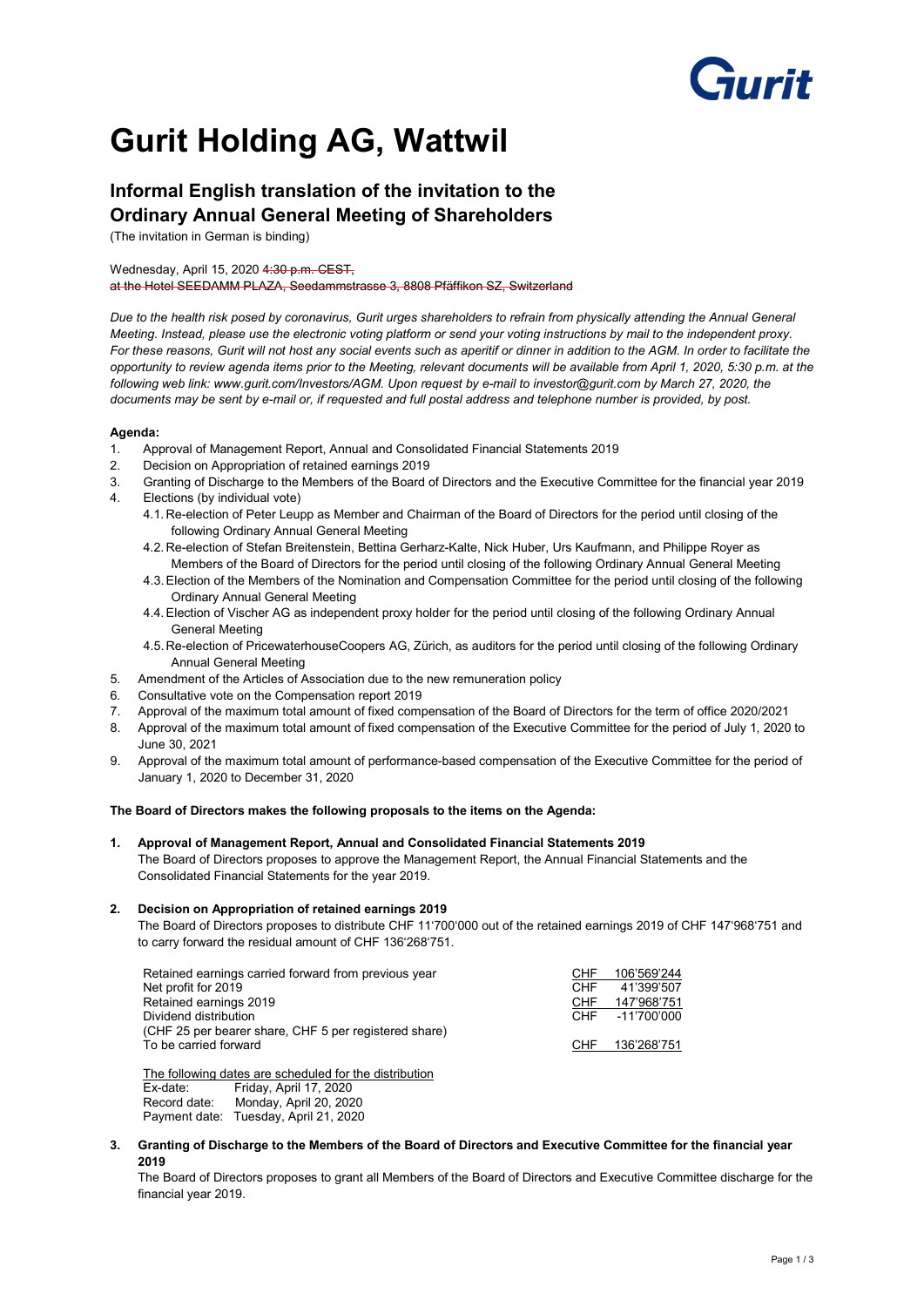# Gurit Holding AG, Wattwil

## Informal English translation of the invitation to the Ordinary Annual General Meeting of Shareholders

(The invitation in German is binding)

Wednesday, April 15, 2020 ~~4:30 p.m. CEST,~~
~~at the Hotel SEEDAMM PLAZA, Seedammstrasse 3, 8808 Pfäffikon SZ, Switzerland~~

*Due to the health risk posed by coronavirus, Gurit urges shareholders to refrain from physically attending the Annual General Meeting. Instead, please use the electronic voting platform or send your voting instructions by mail to the independent proxy. For these reasons, Gurit will not host any social events such as aperitif or dinner in addition to the AGM. In order to facilitate the opportunity to review agenda items prior to the Meeting, relevant documents will be available from April 1, 2020, 5:30 p.m. at the following web link: www.gurit.com/Investors/AGM. Upon request by e-mail to investor@gurit.com by March 27, 2020, the documents may be sent by e-mail or, if requested and full postal address and telephone number is provided, by post.*

**Agenda:**

1. Approval of Management Report, Annual and Consolidated Financial Statements 2019
2. Decision on Appropriation of retained earnings 2019
3. Granting of Discharge to the Members of the Board of Directors and the Executive Committee for the financial year 2019
4. Elections (by individual vote)
   - 4.1. Re-election of Peter Leupp as Member and Chairman of the Board of Directors for the period until closing of the following Ordinary Annual General Meeting
   - 4.2. Re-election of Stefan Breitenstein, Bettina Gerharz-Kalte, Nick Huber, Urs Kaufmann, and Philippe Royer as Members of the Board of Directors for the period until closing of the following Ordinary Annual General Meeting
   - 4.3. Election of the Members of the Nomination and Compensation Committee for the period until closing of the following Ordinary Annual General Meeting
   - 4.4. Election of Vischer AG as independent proxy holder for the period until closing of the following Ordinary Annual General Meeting
   - 4.5. Re-election of PricewaterhouseCoopers AG, Zürich, as auditors for the period until closing of the following Ordinary Annual General Meeting
5. Amendment of the Articles of Association due to the new remuneration policy
6. Consultative vote on the Compensation report 2019
7. Approval of the maximum total amount of fixed compensation of the Board of Directors for the term of office 2020/2021
8. Approval of the maximum total amount of fixed compensation of the Executive Committee for the period of July 1, 2020 to June 30, 2021
9. Approval of the maximum total amount of performance-based compensation of the Executive Committee for the period of January 1, 2020 to December 31, 2020

**The Board of Directors makes the following proposals to the items on the Agenda:**

**1. Approval of Management Report, Annual and Consolidated Financial Statements 2019**

The Board of Directors proposes to approve the Management Report, the Annual Financial Statements and the Consolidated Financial Statements for the year 2019.

**2. Decision on Appropriation of retained earnings 2019**

The Board of Directors proposes to distribute CHF 11'700'000 out of the retained earnings 2019 of CHF 147'968'751 and to carry forward the residual amount of CHF 136'268'751.

| | | |
|---|---|---|
| Retained earnings carried forward from previous year | CHF | 106'569'244 |
| Net profit for 2019 | CHF | 41'399'507 |
| Retained earnings 2019 | CHF | 147'968'751 |
| Dividend distribution (CHF 25 per bearer share, CHF 5 per registered share) | CHF | -11'700'000 |
| To be carried forward | CHF | 136'268'751 |

The following dates are scheduled for the distribution

Ex-date: Friday, April 17, 2020
Record date: Monday, April 20, 2020
Payment date: Tuesday, April 21, 2020

**3. Granting of Discharge to the Members of the Board of Directors and Executive Committee for the financial year 2019**

The Board of Directors proposes to grant all Members of the Board of Directors and Executive Committee discharge for the financial year 2019.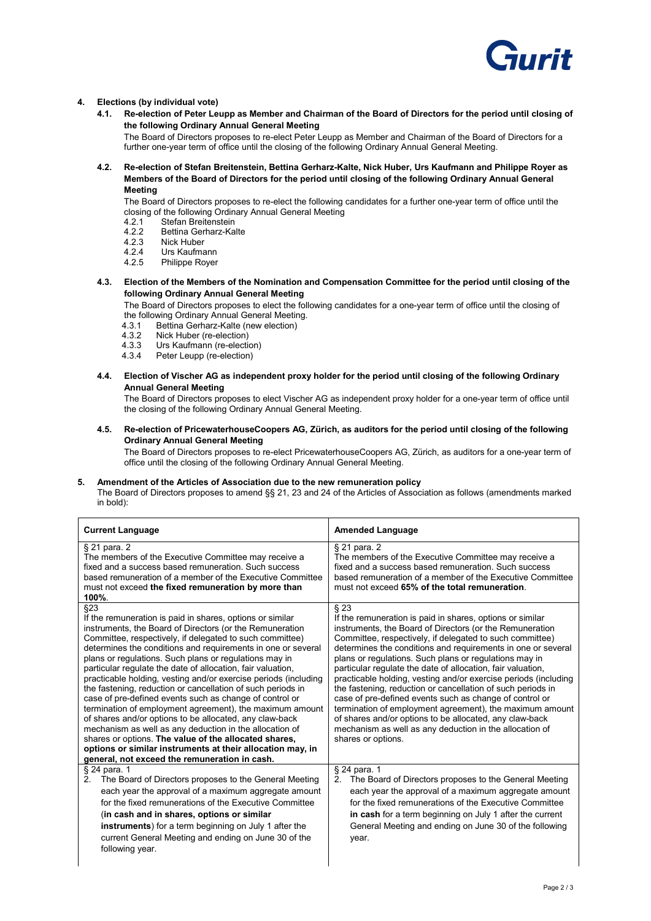## 4. Elections (by individual vote)

### 4.1. Re-election of Peter Leupp as Member and Chairman of the Board of Directors for the period until closing of the following Ordinary Annual General Meeting

The Board of Directors proposes to re-elect Peter Leupp as Member and Chairman of the Board of Directors for a further one-year term of office until the closing of the following Ordinary Annual General Meeting.

### 4.2. Re-election of Stefan Breitenstein, Bettina Gerharz-Kalte, Nick Huber, Urs Kaufmann and Philippe Royer as Members of the Board of Directors for the period until closing of the following Ordinary Annual General Meeting

The Board of Directors proposes to re-elect the following candidates for a further one-year term of office until the closing of the following Ordinary Annual General Meeting

- 4.2.1 Stefan Breitenstein
- 4.2.2 Bettina Gerharz-Kalte
- 4.2.3 Nick Huber
- 4.2.4 Urs Kaufmann
- 4.2.5 Philippe Royer

### 4.3. Election of the Members of the Nomination and Compensation Committee for the period until closing of the following Ordinary Annual General Meeting

The Board of Directors proposes to elect the following candidates for a one-year term of office until the closing of the following Ordinary Annual General Meeting.

- 4.3.1 Bettina Gerharz-Kalte (new election)
- 4.3.2 Nick Huber (re-election)
- 4.3.3 Urs Kaufmann (re-election)
- 4.3.4 Peter Leupp (re-election)

### 4.4. Election of Vischer AG as independent proxy holder for the period until closing of the following Ordinary Annual General Meeting

The Board of Directors proposes to elect Vischer AG as independent proxy holder for a one-year term of office until the closing of the following Ordinary Annual General Meeting.

### 4.5. Re-election of PricewaterhouseCoopers AG, Zürich, as auditors for the period until closing of the following Ordinary Annual General Meeting

The Board of Directors proposes to re-elect PricewaterhouseCoopers AG, Zürich, as auditors for a one-year term of office until the closing of the following Ordinary Annual General Meeting.

## 5. Amendment of the Articles of Association due to the new remuneration policy

The Board of Directors proposes to amend §§ 21, 23 and 24 of the Articles of Association as follows (amendments marked in bold):

| Current Language | Amended Language |
|---|---|
| § 21 para. 2<br>The members of the Executive Committee may receive a fixed and a success based remuneration. Such success based remuneration of a member of the Executive Committee must not exceed **the fixed remuneration by more than 100%**. | § 21 para. 2<br>The members of the Executive Committee may receive a fixed and a success based remuneration. Such success based remuneration of a member of the Executive Committee must not exceed **65% of the total remuneration**. |
| §23<br>If the remuneration is paid in shares, options or similar instruments, the Board of Directors (or the Remuneration Committee, respectively, if delegated to such committee) determines the conditions and requirements in one or several plans or regulations. Such plans or regulations may in particular regulate the date of allocation, fair valuation, practicable holding, vesting and/or exercise periods (including the fastening, reduction or cancellation of such periods in case of pre-defined events such as change of control or termination of employment agreement), the maximum amount of shares and/or options to be allocated, any claw-back mechanism as well as any deduction in the allocation of shares or options. **The value of the allocated shares, options or similar instruments at their allocation may, in general, not exceed the remuneration in cash.** | § 23<br>If the remuneration is paid in shares, options or similar instruments, the Board of Directors (or the Remuneration Committee, respectively, if delegated to such committee) determines the conditions and requirements in one or several plans or regulations. Such plans or regulations may in particular regulate the date of allocation, fair valuation, practicable holding, vesting and/or exercise periods (including the fastening, reduction or cancellation of such periods in case of pre-defined events such as change of control or termination of employment agreement), the maximum amount of shares and/or options to be allocated, any claw-back mechanism as well as any deduction in the allocation of shares or options. |
| § 24 para. 1<br>2. The Board of Directors proposes to the General Meeting each year the approval of a maximum aggregate amount for the fixed remunerations of the Executive Committee (**in cash and in shares, options or similar instruments**) for a term beginning on July 1 after the current General Meeting and ending on June 30 of the following year. | § 24 para. 1<br>2. The Board of Directors proposes to the General Meeting each year the approval of a maximum aggregate amount for the fixed remunerations of the Executive Committee **in cash** for a term beginning on July 1 after the current General Meeting and ending on June 30 of the following year. |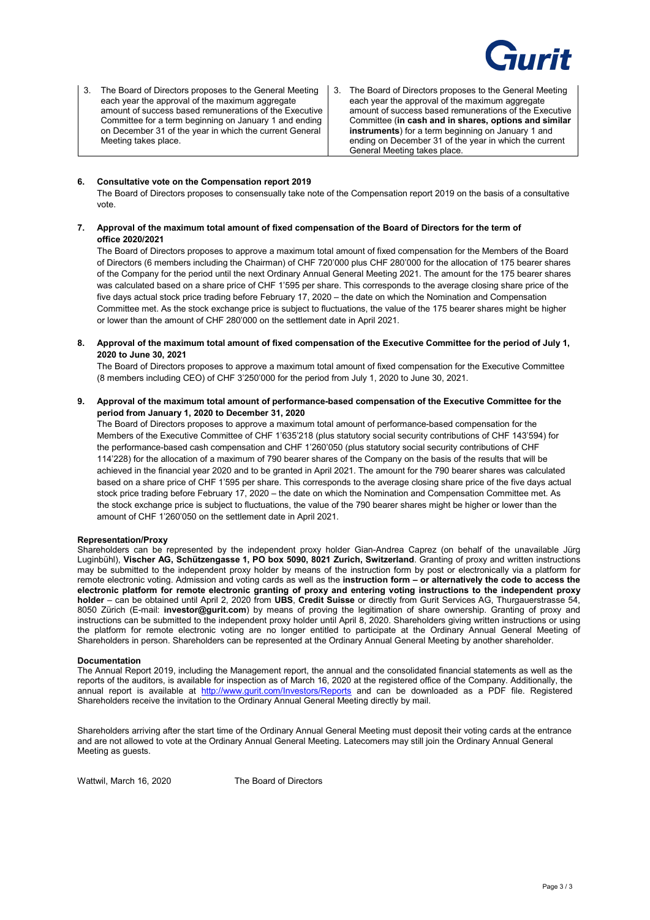| | |
|---|---|
| 3. The Board of Directors proposes to the General Meeting each year the approval of the maximum aggregate amount of success based remunerations of the Executive Committee for a term beginning on January 1 and ending on December 31 of the year in which the current General Meeting takes place. | 3. The Board of Directors proposes to the General Meeting each year the approval of the maximum aggregate amount of success based remunerations of the Executive Committee (**in cash and in shares, options and similar instruments**) for a term beginning on January 1 and ending on December 31 of the year in which the current General Meeting takes place. |

**6. Consultative vote on the Compensation report 2019**

The Board of Directors proposes to consensually take note of the Compensation report 2019 on the basis of a consultative vote.

**7. Approval of the maximum total amount of fixed compensation of the Board of Directors for the term of office 2020/2021**

The Board of Directors proposes to approve a maximum total amount of fixed compensation for the Members of the Board of Directors (6 members including the Chairman) of CHF 720'000 plus CHF 280'000 for the allocation of 175 bearer shares of the Company for the period until the next Ordinary Annual General Meeting 2021. The amount for the 175 bearer shares was calculated based on a share price of CHF 1'595 per share. This corresponds to the average closing share price of the five days actual stock price trading before February 17, 2020 – the date on which the Nomination and Compensation Committee met. As the stock exchange price is subject to fluctuations, the value of the 175 bearer shares might be higher or lower than the amount of CHF 280'000 on the settlement date in April 2021.

**8. Approval of the maximum total amount of fixed compensation of the Executive Committee for the period of July 1, 2020 to June 30, 2021**

The Board of Directors proposes to approve a maximum total amount of fixed compensation for the Executive Committee (8 members including CEO) of CHF 3'250'000 for the period from July 1, 2020 to June 30, 2021.

**9. Approval of the maximum total amount of performance-based compensation of the Executive Committee for the period from January 1, 2020 to December 31, 2020**

The Board of Directors proposes to approve a maximum total amount of performance-based compensation for the Members of the Executive Committee of CHF 1'635'218 (plus statutory social security contributions of CHF 143'594) for the performance-based cash compensation and CHF 1'260'050 (plus statutory social security contributions of CHF 114'228) for the allocation of a maximum of 790 bearer shares of the Company on the basis of the results that will be achieved in the financial year 2020 and to be granted in April 2021. The amount for the 790 bearer shares was calculated based on a share price of CHF 1'595 per share. This corresponds to the average closing share price of the five days actual stock price trading before February 17, 2020 – the date on which the Nomination and Compensation Committee met. As the stock exchange price is subject to fluctuations, the value of the 790 bearer shares might be higher or lower than the amount of CHF 1'260'050 on the settlement date in April 2021.

**Representation/Proxy**

Shareholders can be represented by the independent proxy holder Gian-Andrea Caprez (on behalf of the unavailable Jürg Luginbühl), **Vischer AG, Schützengasse 1, PO box 5090, 8021 Zurich, Switzerland**. Granting of proxy and written instructions may be submitted to the independent proxy holder by means of the instruction form by post or electronically via a platform for remote electronic voting. Admission and voting cards as well as the **instruction form – or alternatively the code to access the electronic platform for remote electronic granting of proxy and entering voting instructions to the independent proxy holder** – can be obtained until April 2, 2020 from **UBS**, **Credit Suisse** or directly from Gurit Services AG, Thurgauerstrasse 54, 8050 Zürich (E-mail: **investor@gurit.com**) by means of proving the legitimation of share ownership. Granting of proxy and instructions can be submitted to the independent proxy holder until April 8, 2020. Shareholders giving written instructions or using the platform for remote electronic voting are no longer entitled to participate at the Ordinary Annual General Meeting of Shareholders in person. Shareholders can be represented at the Ordinary Annual General Meeting by another shareholder.

**Documentation**

The Annual Report 2019, including the Management report, the annual and the consolidated financial statements as well as the reports of the auditors, is available for inspection as of March 16, 2020 at the registered office of the Company. Additionally, the annual report is available at http://www.gurit.com/Investors/Reports and can be downloaded as a PDF file. Registered Shareholders receive the invitation to the Ordinary Annual General Meeting directly by mail.

Shareholders arriving after the start time of the Ordinary Annual General Meeting must deposit their voting cards at the entrance and are not allowed to vote at the Ordinary Annual General Meeting. Latecomers may still join the Ordinary Annual General Meeting as guests.

Wattwil, March 16, 2020 The Board of Directors